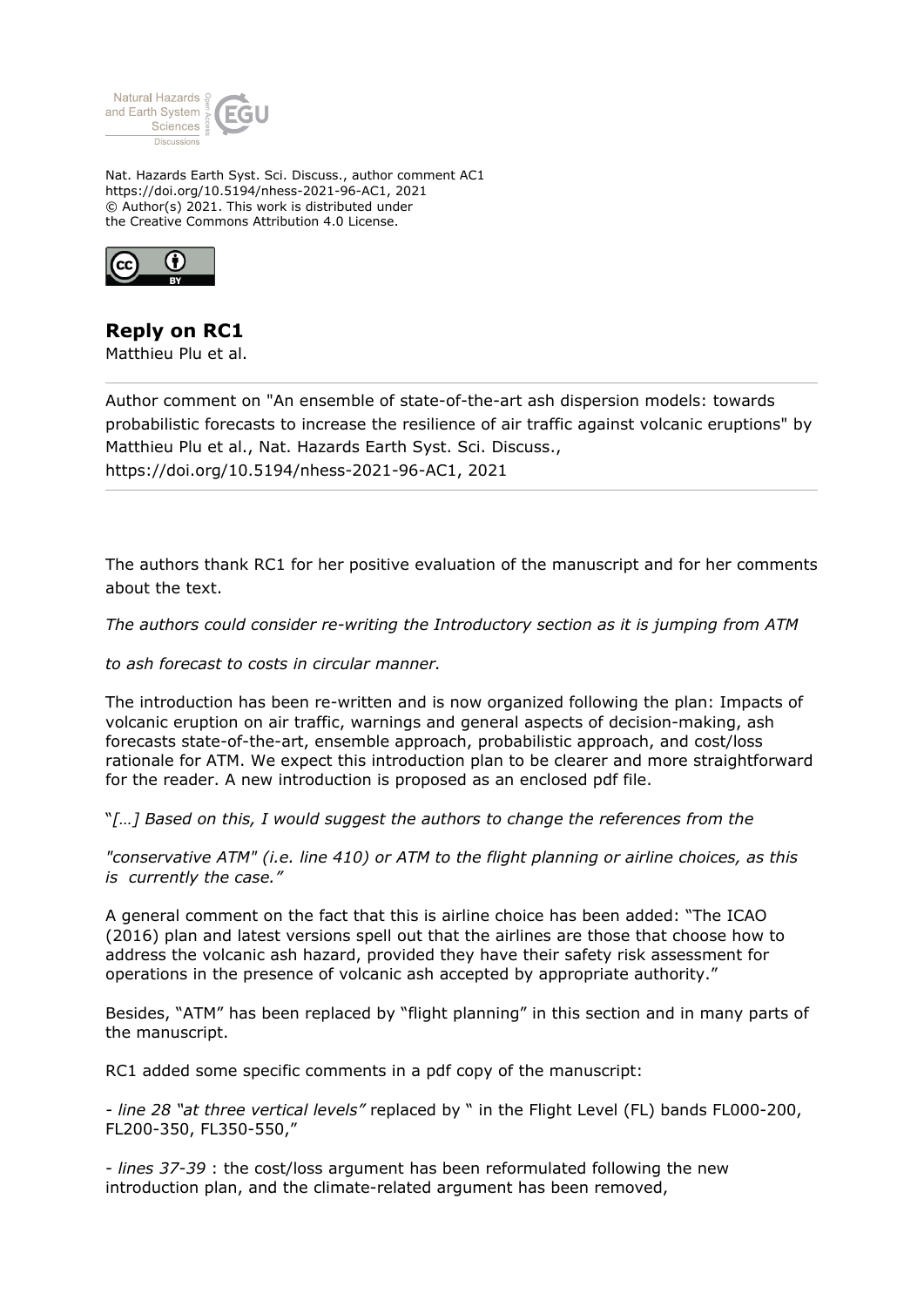Nat. Hazards Earth Syst. Sci. Discuss., author comment AC1
https://doi.org/10.5194/nhess-2021-96-AC1, 2021
© Author(s) 2021. This work is distributed under
the Creative Commons Attribution 4.0 License.

# Reply on RC1

Matthieu Plu et al.

---

Author comment on "An ensemble of state-of-the-art ash dispersion models: towards probabilistic forecasts to increase the resilience of air traffic against volcanic eruptions" by Matthieu Plu et al., Nat. Hazards Earth Syst. Sci. Discuss., https://doi.org/10.5194/nhess-2021-96-AC1, 2021

---

The authors thank RC1 for her positive evaluation of the manuscript and for her comments about the text.

*The authors could consider re-writing the Introductory section as it is jumping from ATM*

*to ash forecast to costs in circular manner.*

The introduction has been re-written and is now organized following the plan: Impacts of volcanic eruption on air traffic, warnings and general aspects of decision-making, ash forecasts state-of-the-art, ensemble approach, probabilistic approach, and cost/loss rationale for ATM. We expect this introduction plan to be clearer and more straightforward for the reader. A new introduction is proposed as an enclosed pdf file.

"*[…] Based on this, I would suggest the authors to change the references from the*

*"conservative ATM" (i.e. line 410) or ATM to the flight planning or airline choices, as this is currently the case."*

A general comment on the fact that this is airline choice has been added: "The ICAO (2016) plan and latest versions spell out that the airlines are those that choose how to address the volcanic ash hazard, provided they have their safety risk assessment for operations in the presence of volcanic ash accepted by appropriate authority."

Besides, "ATM" has been replaced by "flight planning" in this section and in many parts of the manuscript.

RC1 added some specific comments in a pdf copy of the manuscript:

- *line 28 "at three vertical levels"* replaced by " in the Flight Level (FL) bands FL000-200, FL200-350, FL350-550,"

- *lines 37-39* : the cost/loss argument has been reformulated following the new introduction plan, and the climate-related argument has been removed,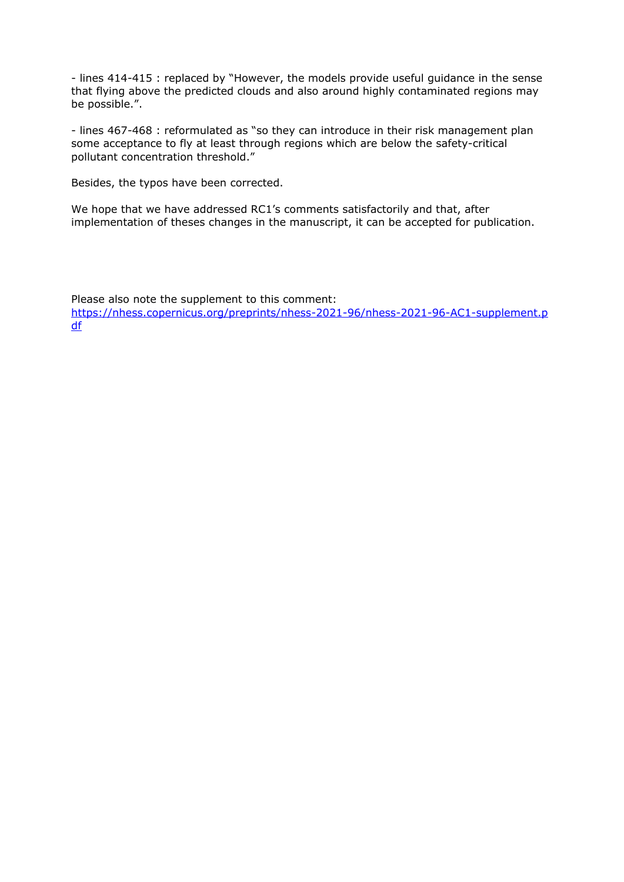- lines 414-415 : replaced by "However, the models provide useful guidance in the sense that flying above the predicted clouds and also around highly contaminated regions may be possible.".

- lines 467-468 : reformulated as "so they can introduce in their risk management plan some acceptance to fly at least through regions which are below the safety-critical pollutant concentration threshold."

Besides, the typos have been corrected.

We hope that we have addressed RC1's comments satisfactorily and that, after implementation of theses changes in the manuscript, it can be accepted for publication.

Please also note the supplement to this comment:
https://nhess.copernicus.org/preprints/nhess-2021-96/nhess-2021-96-AC1-supplement.pdf